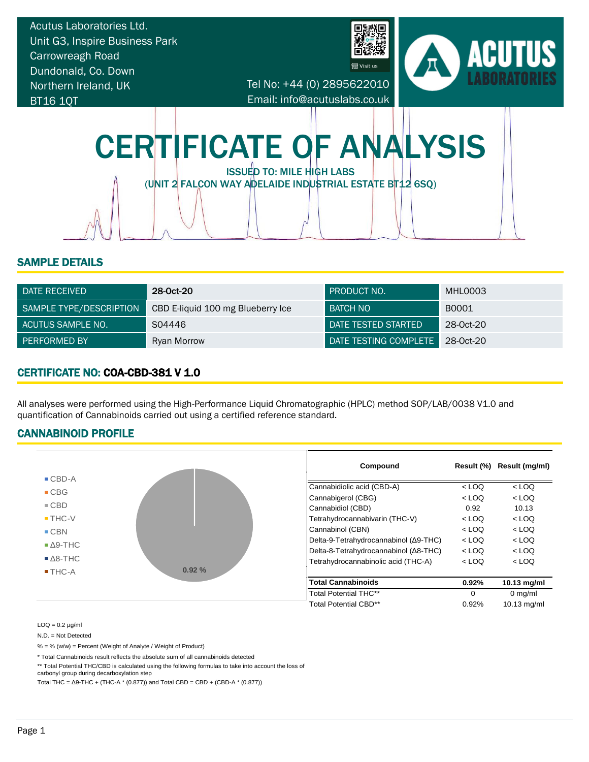Acutus Laboratories Ltd.
Unit G3, Inspire Business Park
Carrowreagh Road
Dundonald, Co. Down
Northern Ireland, UK
BT16 1QT

Tel No: +44 (0) 2895622010
Email: info@acutuslabs.co.uk

# CERTIFICATE OF ANALYSIS

ISSUED TO: MILE HIGH LABS
(UNIT 2 FALCON WAY ADELAIDE INDUSTRIAL ESTATE BT12 6SQ)

## SAMPLE DETAILS

| | | | |
|---|---|---|---|
| DATE RECEIVED | **28-Oct-20** | PRODUCT NO. | MHL0003 |
| SAMPLE TYPE/DESCRIPTION | CBD E-liquid 100 mg Blueberry Ice | BATCH NO | B0001 |
| ACUTUS SAMPLE NO. | S04446 | DATE TESTED STARTED | 28-Oct-20 |
| PERFORMED BY | Ryan Morrow | DATE TESTING COMPLETE | 28-Oct-20 |

## CERTIFICATE NO: COA-CBD-381 V 1.0

All analyses were performed using the High-Performance Liquid Chromatographic (HPLC) method SOP/LAB/0038 V1.0 and quantification of Cannabinoids carried out using a certified reference standard.

## CANNABINOID PROFILE

Legend: CBD-A, CBG, CBD, THC-V, CBN, Δ9-THC, Δ8-THC, THC-A

0.92 %

| Compound | Result (%) | Result (mg/ml) |
|---|---|---|
| Cannabidiolic acid (CBD-A) | < LOQ | < LOQ |
| Cannabigerol (CBG) | < LOQ | < LOQ |
| Cannabidiol (CBD) | 0.92 | 10.13 |
| Tetrahydrocannabivarin (THC-V) | < LOQ | < LOQ |
| Cannabinol (CBN) | < LOQ | < LOQ |
| Delta-9-Tetrahydrocannabinol (Δ9-THC) | < LOQ | < LOQ |
| Delta-8-Tetrahydrocannabinol (Δ8-THC) | < LOQ | < LOQ |
| Tetrahydrocannabinolic acid (THC-A) | < LOQ | < LOQ |
| **Total Cannabinoids** | **0.92%** | **10.13 mg/ml** |
| Total Potential THC** | 0 | 0 mg/ml |
| Total Potential CBD** | 0.92% | 10.13 mg/ml |

LOQ = 0.2 μg/ml

N.D. = Not Detected

% = % (w/w) = Percent (Weight of Analyte / Weight of Product)

* Total Cannabinoids result reflects the absolute sum of all cannabinoids detected

** Total Potential THC/CBD is calculated using the following formulas to take into account the loss of carbonyl group during decarboxylation step

Total THC = Δ9-THC + (THC-A * (0.877)) and Total CBD = CBD + (CBD-A * (0.877))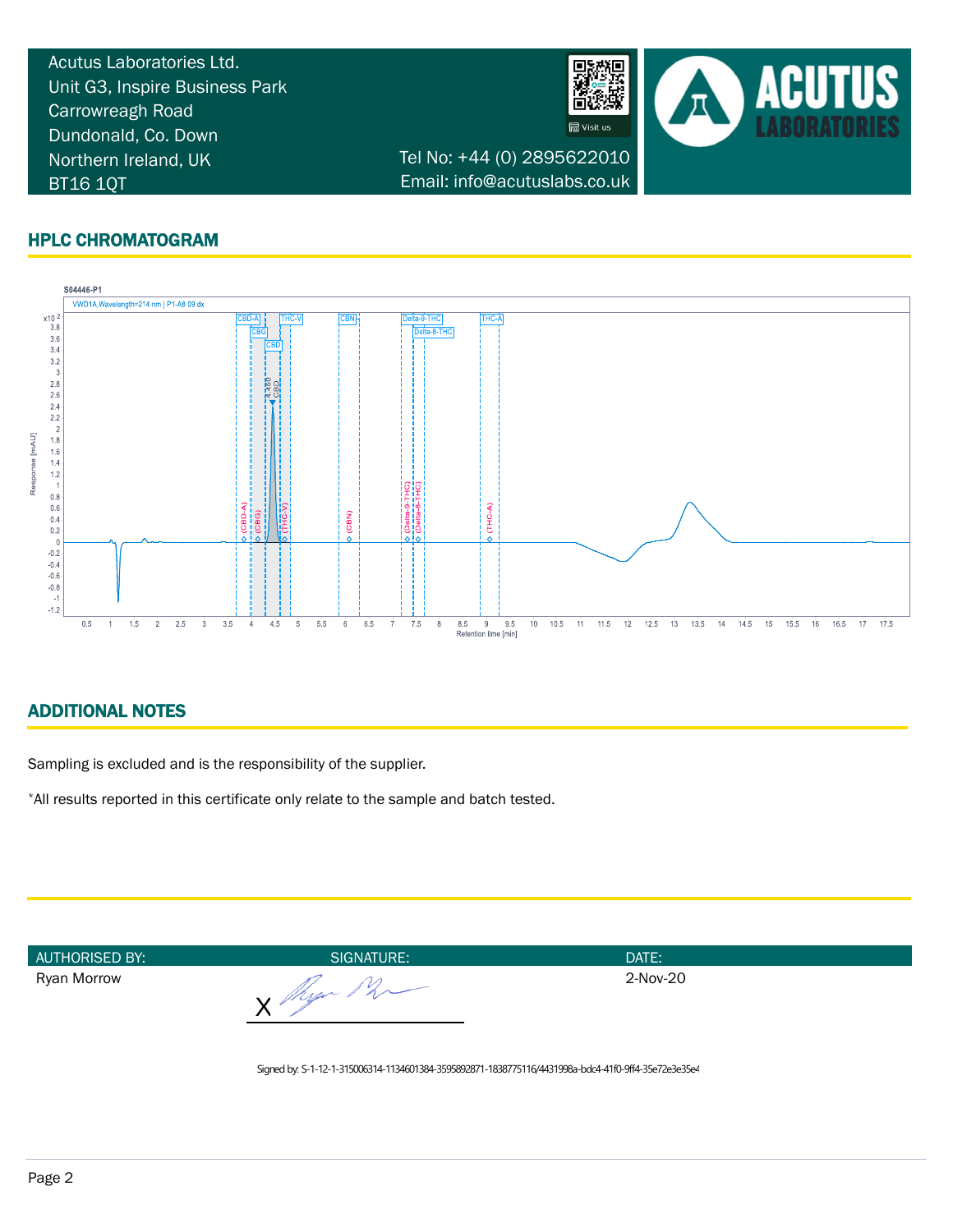Acutus Laboratories Ltd.
Unit G3, Inspire Business Park
Carrowreagh Road
Dundonald, Co. Down
Northern Ireland, UK
BT16 1QT

Tel No: +44 (0) 2895622010
Email: info@acutuslabs.co.uk

ACUTUS LABORATORIES

## HPLC CHROMATOGRAM

S04446-P1

VWD1A,Wavelength=214 nm | P1-A8 09.dx

x10 2

Response [mAU]

Retention time [min]

CBD-A
CBG
CBD
THC-V
CBN
Delta-9-THC
Delta-8-THC
THC-A

4.350
CBD

## ADDITIONAL NOTES

Sampling is excluded and is the responsibility of the supplier.

*All results reported in this certificate only relate to the sample and batch tested.

| AUTHORISED BY: | SIGNATURE: | DATE: |
|---|---|---|
| Ryan Morrow | X | 2-Nov-20 |

Signed by: S-1-12-1-315006314-1134601384-3595892871-1838775116/4431998a-bdc4-41f0-9ff4-35e72e3e35e4